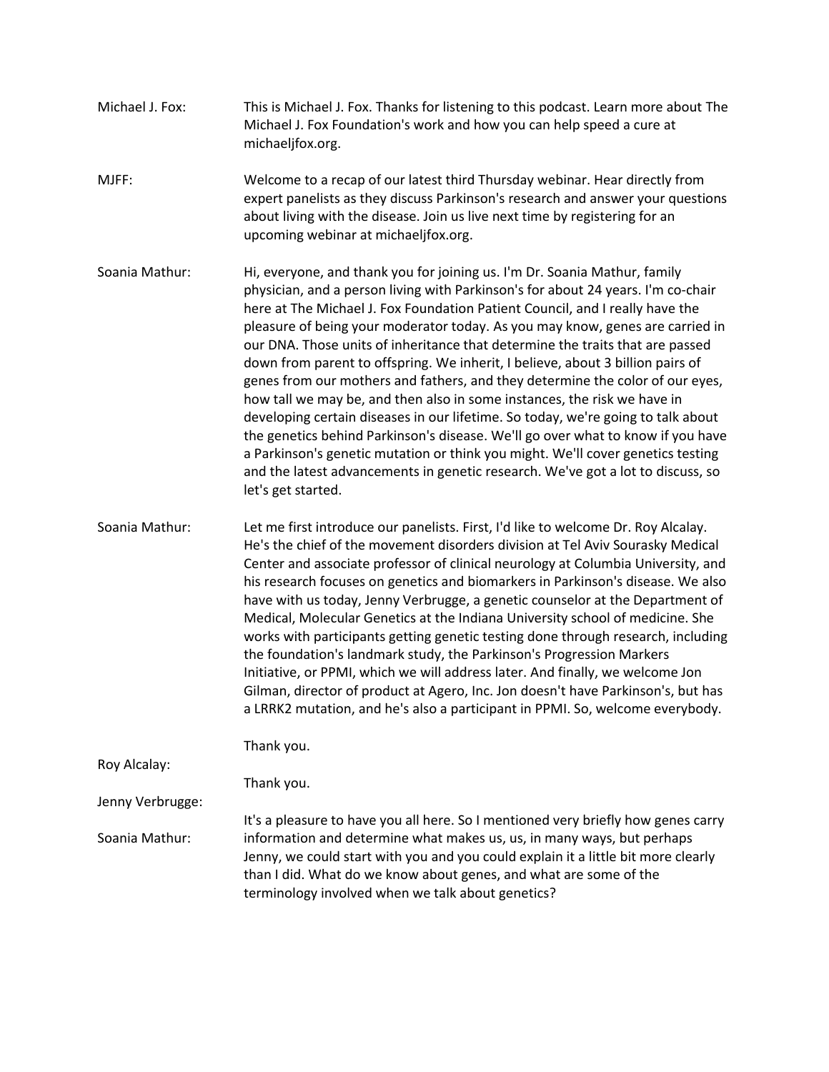**Michael J. Fox:** This is Michael J. Fox. Thanks for listening to this podcast. Learn more about The Michael J. Fox Foundation's work and how you can help speed a cure at michaeljfox.org.

**MJFF:** Welcome to a recap of our latest third Thursday webinar. Hear directly from expert panelists as they discuss Parkinson's research and answer your questions about living with the disease. Join us live next time by registering for an upcoming webinar at michaeljfox.org.

**Soania Mathur:** Hi, everyone, and thank you for joining us. I'm Dr. Soania Mathur, family physician, and a person living with Parkinson's for about 24 years. I'm co-chair here at The Michael J. Fox Foundation Patient Council, and I really have the pleasure of being your moderator today. As you may know, genes are carried in our DNA. Those units of inheritance that determine the traits that are passed down from parent to offspring. We inherit, I believe, about 3 billion pairs of genes from our mothers and fathers, and they determine the color of our eyes, how tall we may be, and then also in some instances, the risk we have in developing certain diseases in our lifetime. So today, we're going to talk about the genetics behind Parkinson's disease. We'll go over what to know if you have a Parkinson's genetic mutation or think you might. We'll cover genetics testing and the latest advancements in genetic research. We've got a lot to discuss, so let's get started.

**Soania Mathur:** Let me first introduce our panelists. First, I'd like to welcome Dr. Roy Alcalay. He's the chief of the movement disorders division at Tel Aviv Sourasky Medical Center and associate professor of clinical neurology at Columbia University, and his research focuses on genetics and biomarkers in Parkinson's disease. We also have with us today, Jenny Verbrugge, a genetic counselor at the Department of Medical, Molecular Genetics at the Indiana University school of medicine. She works with participants getting genetic testing done through research, including the foundation's landmark study, the Parkinson's Progression Markers Initiative, or PPMI, which we will address later. And finally, we welcome Jon Gilman, director of product at Agero, Inc. Jon doesn't have Parkinson's, but has a LRRK2 mutation, and he's also a participant in PPMI. So, welcome everybody.

**Roy Alcalay:** Thank you.

**Jenny Verbrugge:** Thank you.

**Soania Mathur:** It's a pleasure to have you all here. So I mentioned very briefly how genes carry information and determine what makes us, us, in many ways, but perhaps Jenny, we could start with you and you could explain it a little bit more clearly than I did. What do we know about genes, and what are some of the terminology involved when we talk about genetics?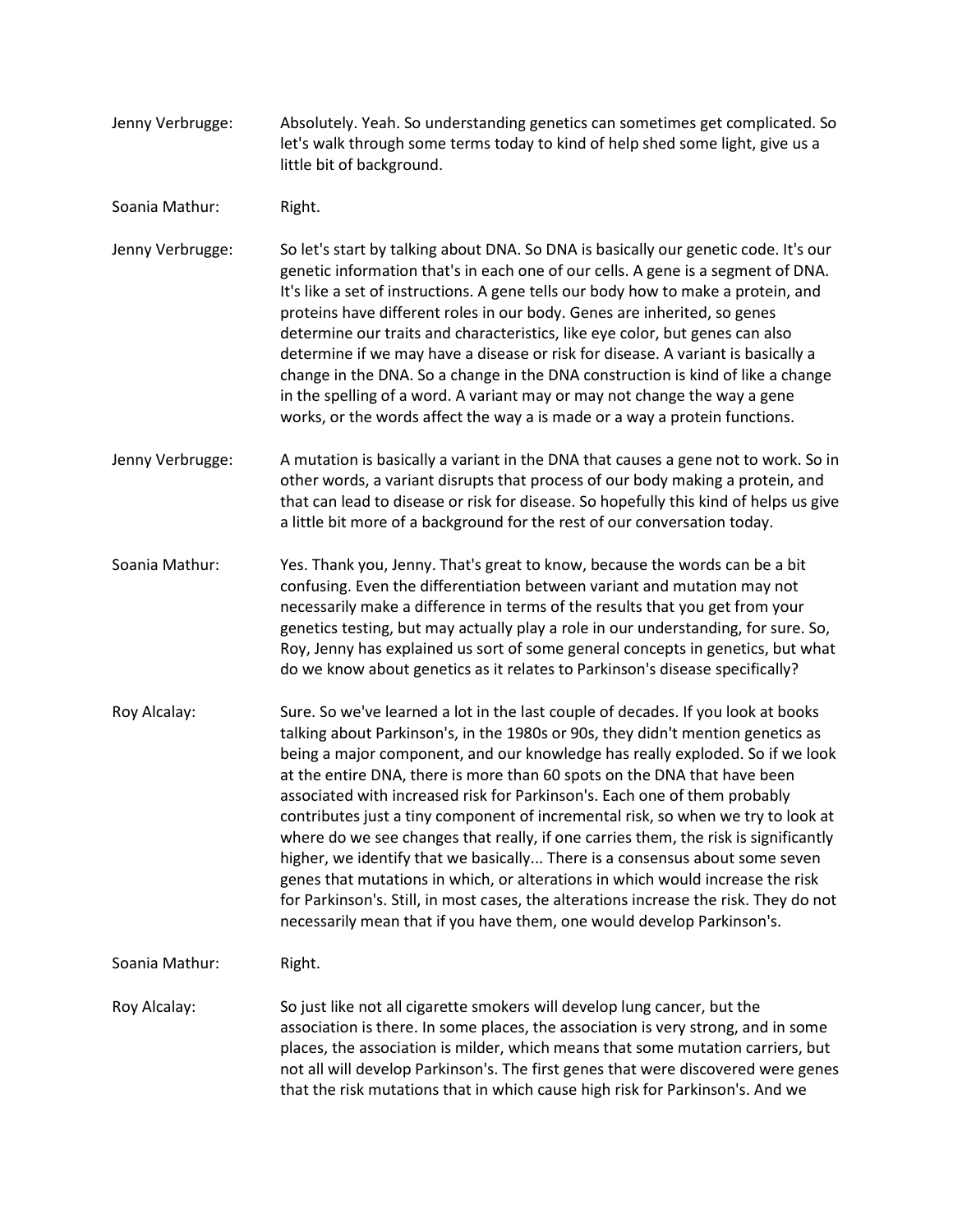Jenny Verbrugge: Absolutely. Yeah. So understanding genetics can sometimes get complicated. So let's walk through some terms today to kind of help shed some light, give us a little bit of background.

Soania Mathur: Right.

Jenny Verbrugge: So let's start by talking about DNA. So DNA is basically our genetic code. It's our genetic information that's in each one of our cells. A gene is a segment of DNA. It's like a set of instructions. A gene tells our body how to make a protein, and proteins have different roles in our body. Genes are inherited, so genes determine our traits and characteristics, like eye color, but genes can also determine if we may have a disease or risk for disease. A variant is basically a change in the DNA. So a change in the DNA construction is kind of like a change in the spelling of a word. A variant may or may not change the way a gene works, or the words affect the way a is made or a way a protein functions.

Jenny Verbrugge: A mutation is basically a variant in the DNA that causes a gene not to work. So in other words, a variant disrupts that process of our body making a protein, and that can lead to disease or risk for disease. So hopefully this kind of helps us give a little bit more of a background for the rest of our conversation today.

Soania Mathur: Yes. Thank you, Jenny. That's great to know, because the words can be a bit confusing. Even the differentiation between variant and mutation may not necessarily make a difference in terms of the results that you get from your genetics testing, but may actually play a role in our understanding, for sure. So, Roy, Jenny has explained us sort of some general concepts in genetics, but what do we know about genetics as it relates to Parkinson's disease specifically?

Roy Alcalay: Sure. So we've learned a lot in the last couple of decades. If you look at books talking about Parkinson's, in the 1980s or 90s, they didn't mention genetics as being a major component, and our knowledge has really exploded. So if we look at the entire DNA, there is more than 60 spots on the DNA that have been associated with increased risk for Parkinson's. Each one of them probably contributes just a tiny component of incremental risk, so when we try to look at where do we see changes that really, if one carries them, the risk is significantly higher, we identify that we basically... There is a consensus about some seven genes that mutations in which, or alterations in which would increase the risk for Parkinson's. Still, in most cases, the alterations increase the risk. They do not necessarily mean that if you have them, one would develop Parkinson's.

Soania Mathur: Right.

Roy Alcalay: So just like not all cigarette smokers will develop lung cancer, but the association is there. In some places, the association is very strong, and in some places, the association is milder, which means that some mutation carriers, but not all will develop Parkinson's. The first genes that were discovered were genes that the risk mutations that in which cause high risk for Parkinson's. And we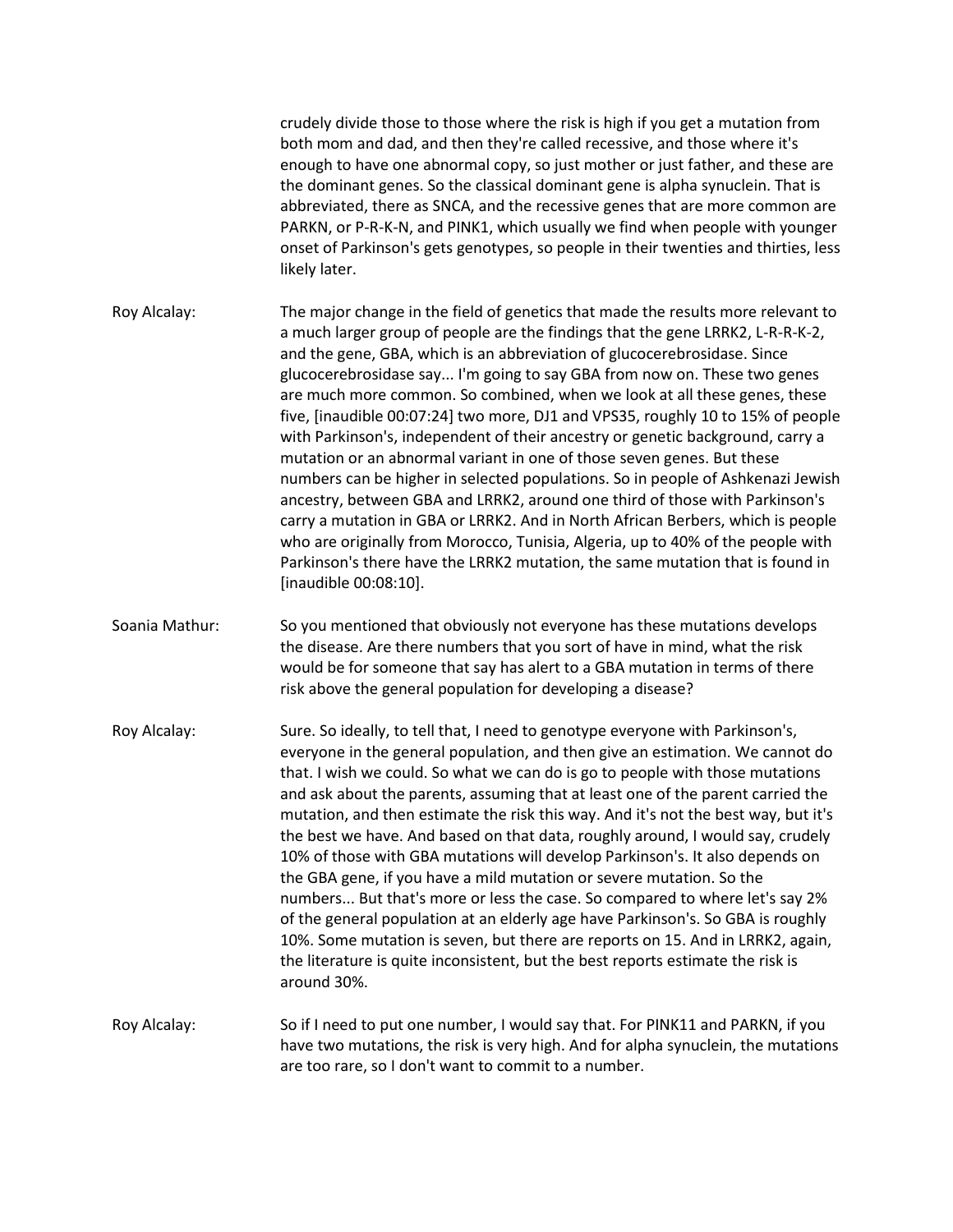crudely divide those to those where the risk is high if you get a mutation from both mom and dad, and then they're called recessive, and those where it's enough to have one abnormal copy, so just mother or just father, and these are the dominant genes. So the classical dominant gene is alpha synuclein. That is abbreviated, there as SNCA, and the recessive genes that are more common are PARKN, or P-R-K-N, and PINK1, which usually we find when people with younger onset of Parkinson's gets genotypes, so people in their twenties and thirties, less likely later.

Roy Alcalay: The major change in the field of genetics that made the results more relevant to a much larger group of people are the findings that the gene LRRK2, L-R-R-K-2, and the gene, GBA, which is an abbreviation of glucocerebrosidase. Since glucocerebrosidase say... I'm going to say GBA from now on. These two genes are much more common. So combined, when we look at all these genes, these five, [inaudible 00:07:24] two more, DJ1 and VPS35, roughly 10 to 15% of people with Parkinson's, independent of their ancestry or genetic background, carry a mutation or an abnormal variant in one of those seven genes. But these numbers can be higher in selected populations. So in people of Ashkenazi Jewish ancestry, between GBA and LRRK2, around one third of those with Parkinson's carry a mutation in GBA or LRRK2. And in North African Berbers, which is people who are originally from Morocco, Tunisia, Algeria, up to 40% of the people with Parkinson's there have the LRRK2 mutation, the same mutation that is found in [inaudible 00:08:10].

Soania Mathur: So you mentioned that obviously not everyone has these mutations develops the disease. Are there numbers that you sort of have in mind, what the risk would be for someone that say has alert to a GBA mutation in terms of there risk above the general population for developing a disease?

Roy Alcalay: Sure. So ideally, to tell that, I need to genotype everyone with Parkinson's, everyone in the general population, and then give an estimation. We cannot do that. I wish we could. So what we can do is go to people with those mutations and ask about the parents, assuming that at least one of the parent carried the mutation, and then estimate the risk this way. And it's not the best way, but it's the best we have. And based on that data, roughly around, I would say, crudely 10% of those with GBA mutations will develop Parkinson's. It also depends on the GBA gene, if you have a mild mutation or severe mutation. So the numbers... But that's more or less the case. So compared to where let's say 2% of the general population at an elderly age have Parkinson's. So GBA is roughly 10%. Some mutation is seven, but there are reports on 15. And in LRRK2, again, the literature is quite inconsistent, but the best reports estimate the risk is around 30%.

Roy Alcalay: So if I need to put one number, I would say that. For PINK11 and PARKN, if you have two mutations, the risk is very high. And for alpha synuclein, the mutations are too rare, so I don't want to commit to a number.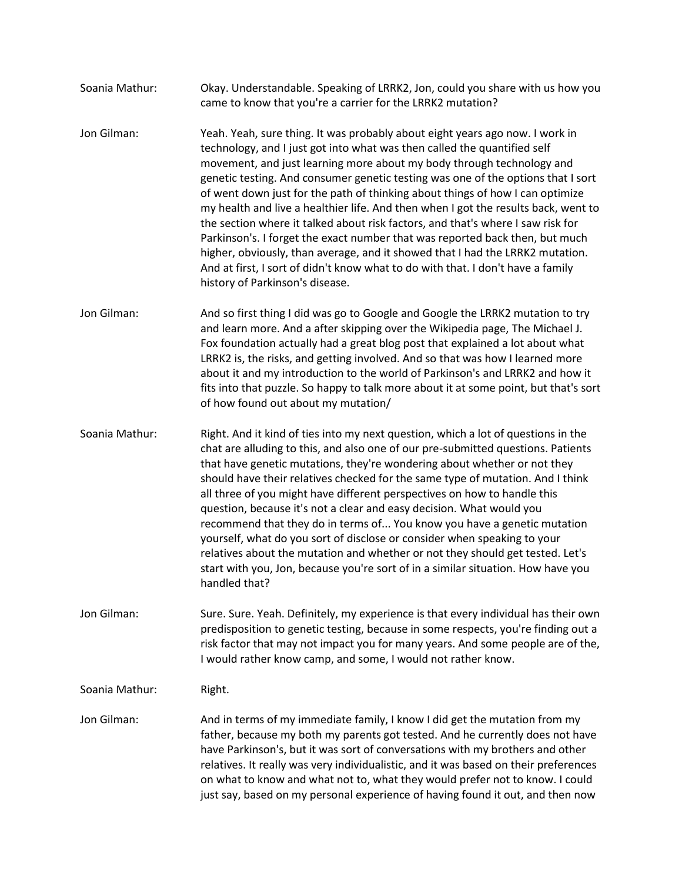Soania Mathur: Okay. Understandable. Speaking of LRRK2, Jon, could you share with us how you came to know that you're a carrier for the LRRK2 mutation?

Jon Gilman: Yeah. Yeah, sure thing. It was probably about eight years ago now. I work in technology, and I just got into what was then called the quantified self movement, and just learning more about my body through technology and genetic testing. And consumer genetic testing was one of the options that I sort of went down just for the path of thinking about things of how I can optimize my health and live a healthier life. And then when I got the results back, went to the section where it talked about risk factors, and that's where I saw risk for Parkinson's. I forget the exact number that was reported back then, but much higher, obviously, than average, and it showed that I had the LRRK2 mutation. And at first, I sort of didn't know what to do with that. I don't have a family history of Parkinson's disease.

Jon Gilman: And so first thing I did was go to Google and Google the LRRK2 mutation to try and learn more. And a after skipping over the Wikipedia page, The Michael J. Fox foundation actually had a great blog post that explained a lot about what LRRK2 is, the risks, and getting involved. And so that was how I learned more about it and my introduction to the world of Parkinson's and LRRK2 and how it fits into that puzzle. So happy to talk more about it at some point, but that's sort of how found out about my mutation/

Soania Mathur: Right. And it kind of ties into my next question, which a lot of questions in the chat are alluding to this, and also one of our pre-submitted questions. Patients that have genetic mutations, they're wondering about whether or not they should have their relatives checked for the same type of mutation. And I think all three of you might have different perspectives on how to handle this question, because it's not a clear and easy decision. What would you recommend that they do in terms of... You know you have a genetic mutation yourself, what do you sort of disclose or consider when speaking to your relatives about the mutation and whether or not they should get tested. Let's start with you, Jon, because you're sort of in a similar situation. How have you handled that?

Jon Gilman: Sure. Sure. Yeah. Definitely, my experience is that every individual has their own predisposition to genetic testing, because in some respects, you're finding out a risk factor that may not impact you for many years. And some people are of the, I would rather know camp, and some, I would not rather know.

Soania Mathur: Right.

Jon Gilman: And in terms of my immediate family, I know I did get the mutation from my father, because my both my parents got tested. And he currently does not have have Parkinson's, but it was sort of conversations with my brothers and other relatives. It really was very individualistic, and it was based on their preferences on what to know and what not to, what they would prefer not to know. I could just say, based on my personal experience of having found it out, and then now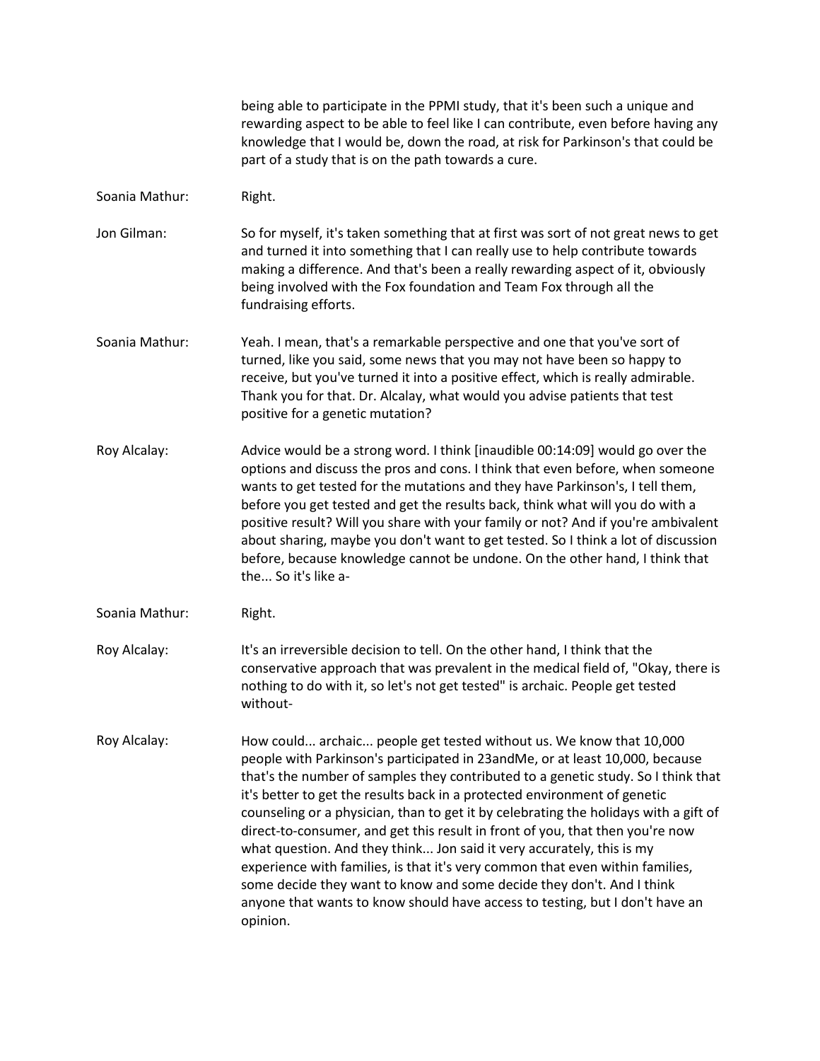being able to participate in the PPMI study, that it's been such a unique and rewarding aspect to be able to feel like I can contribute, even before having any knowledge that I would be, down the road, at risk for Parkinson's that could be part of a study that is on the path towards a cure.

Soania Mathur: Right.

Jon Gilman: So for myself, it's taken something that at first was sort of not great news to get and turned it into something that I can really use to help contribute towards making a difference. And that's been a really rewarding aspect of it, obviously being involved with the Fox foundation and Team Fox through all the fundraising efforts.

Soania Mathur: Yeah. I mean, that's a remarkable perspective and one that you've sort of turned, like you said, some news that you may not have been so happy to receive, but you've turned it into a positive effect, which is really admirable. Thank you for that. Dr. Alcalay, what would you advise patients that test positive for a genetic mutation?

Roy Alcalay: Advice would be a strong word. I think [inaudible 00:14:09] would go over the options and discuss the pros and cons. I think that even before, when someone wants to get tested for the mutations and they have Parkinson's, I tell them, before you get tested and get the results back, think what will you do with a positive result? Will you share with your family or not? And if you're ambivalent about sharing, maybe you don't want to get tested. So I think a lot of discussion before, because knowledge cannot be undone. On the other hand, I think that the... So it's like a-

Soania Mathur: Right.

Roy Alcalay: It's an irreversible decision to tell. On the other hand, I think that the conservative approach that was prevalent in the medical field of, "Okay, there is nothing to do with it, so let's not get tested" is archaic. People get tested without-

Roy Alcalay: How could... archaic... people get tested without us. We know that 10,000 people with Parkinson's participated in 23andMe, or at least 10,000, because that's the number of samples they contributed to a genetic study. So I think that it's better to get the results back in a protected environment of genetic counseling or a physician, than to get it by celebrating the holidays with a gift of direct-to-consumer, and get this result in front of you, that then you're now what question. And they think... Jon said it very accurately, this is my experience with families, is that it's very common that even within families, some decide they want to know and some decide they don't. And I think anyone that wants to know should have access to testing, but I don't have an opinion.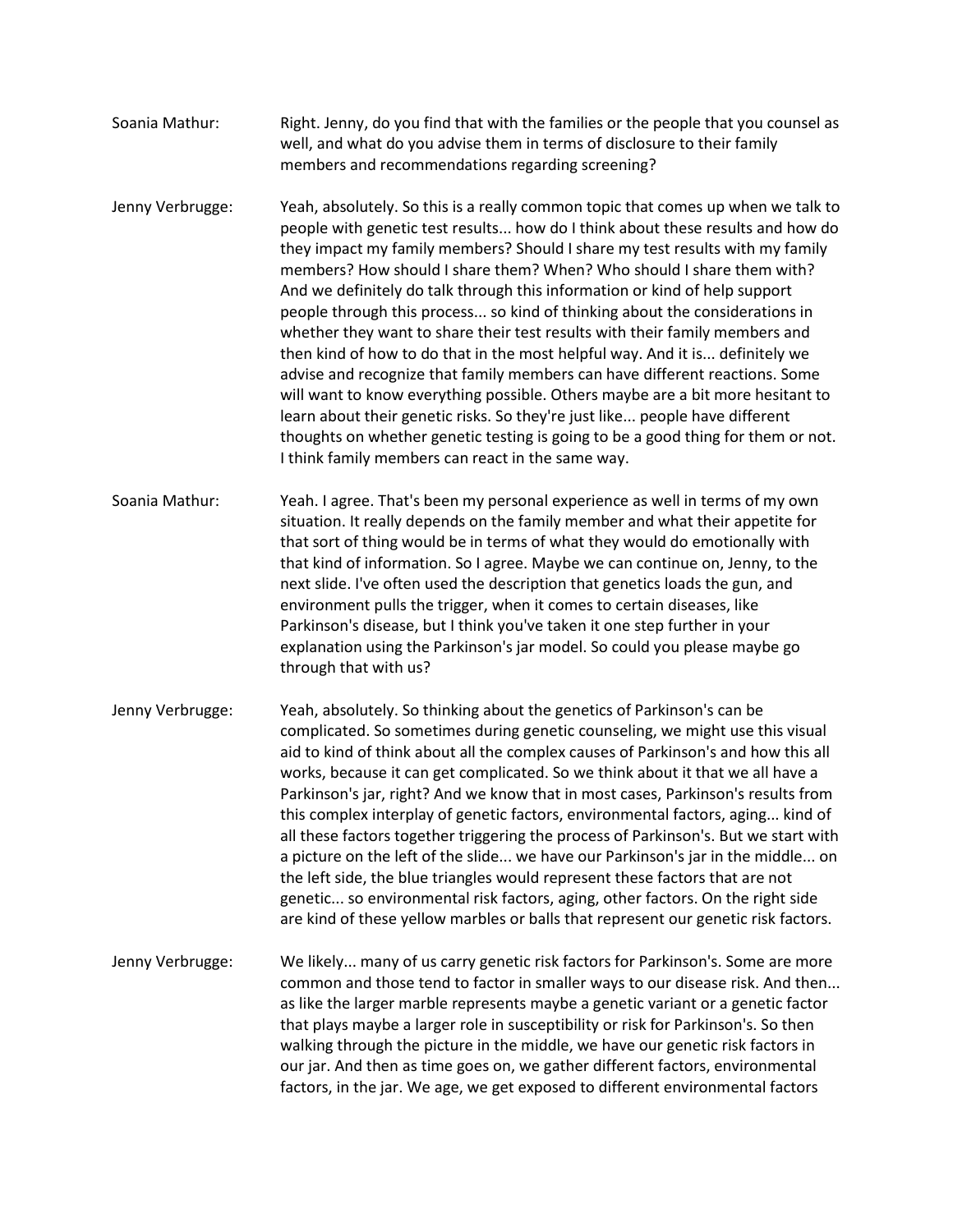Soania Mathur: Right. Jenny, do you find that with the families or the people that you counsel as well, and what do you advise them in terms of disclosure to their family members and recommendations regarding screening?

Jenny Verbrugge: Yeah, absolutely. So this is a really common topic that comes up when we talk to people with genetic test results... how do I think about these results and how do they impact my family members? Should I share my test results with my family members? How should I share them? When? Who should I share them with? And we definitely do talk through this information or kind of help support people through this process... so kind of thinking about the considerations in whether they want to share their test results with their family members and then kind of how to do that in the most helpful way. And it is... definitely we advise and recognize that family members can have different reactions. Some will want to know everything possible. Others maybe are a bit more hesitant to learn about their genetic risks. So they're just like... people have different thoughts on whether genetic testing is going to be a good thing for them or not. I think family members can react in the same way.

Soania Mathur: Yeah. I agree. That's been my personal experience as well in terms of my own situation. It really depends on the family member and what their appetite for that sort of thing would be in terms of what they would do emotionally with that kind of information. So I agree. Maybe we can continue on, Jenny, to the next slide. I've often used the description that genetics loads the gun, and environment pulls the trigger, when it comes to certain diseases, like Parkinson's disease, but I think you've taken it one step further in your explanation using the Parkinson's jar model. So could you please maybe go through that with us?

Jenny Verbrugge: Yeah, absolutely. So thinking about the genetics of Parkinson's can be complicated. So sometimes during genetic counseling, we might use this visual aid to kind of think about all the complex causes of Parkinson's and how this all works, because it can get complicated. So we think about it that we all have a Parkinson's jar, right? And we know that in most cases, Parkinson's results from this complex interplay of genetic factors, environmental factors, aging... kind of all these factors together triggering the process of Parkinson's. But we start with a picture on the left of the slide... we have our Parkinson's jar in the middle... on the left side, the blue triangles would represent these factors that are not genetic... so environmental risk factors, aging, other factors. On the right side are kind of these yellow marbles or balls that represent our genetic risk factors.

Jenny Verbrugge: We likely... many of us carry genetic risk factors for Parkinson's. Some are more common and those tend to factor in smaller ways to our disease risk. And then... as like the larger marble represents maybe a genetic variant or a genetic factor that plays maybe a larger role in susceptibility or risk for Parkinson's. So then walking through the picture in the middle, we have our genetic risk factors in our jar. And then as time goes on, we gather different factors, environmental factors, in the jar. We age, we get exposed to different environmental factors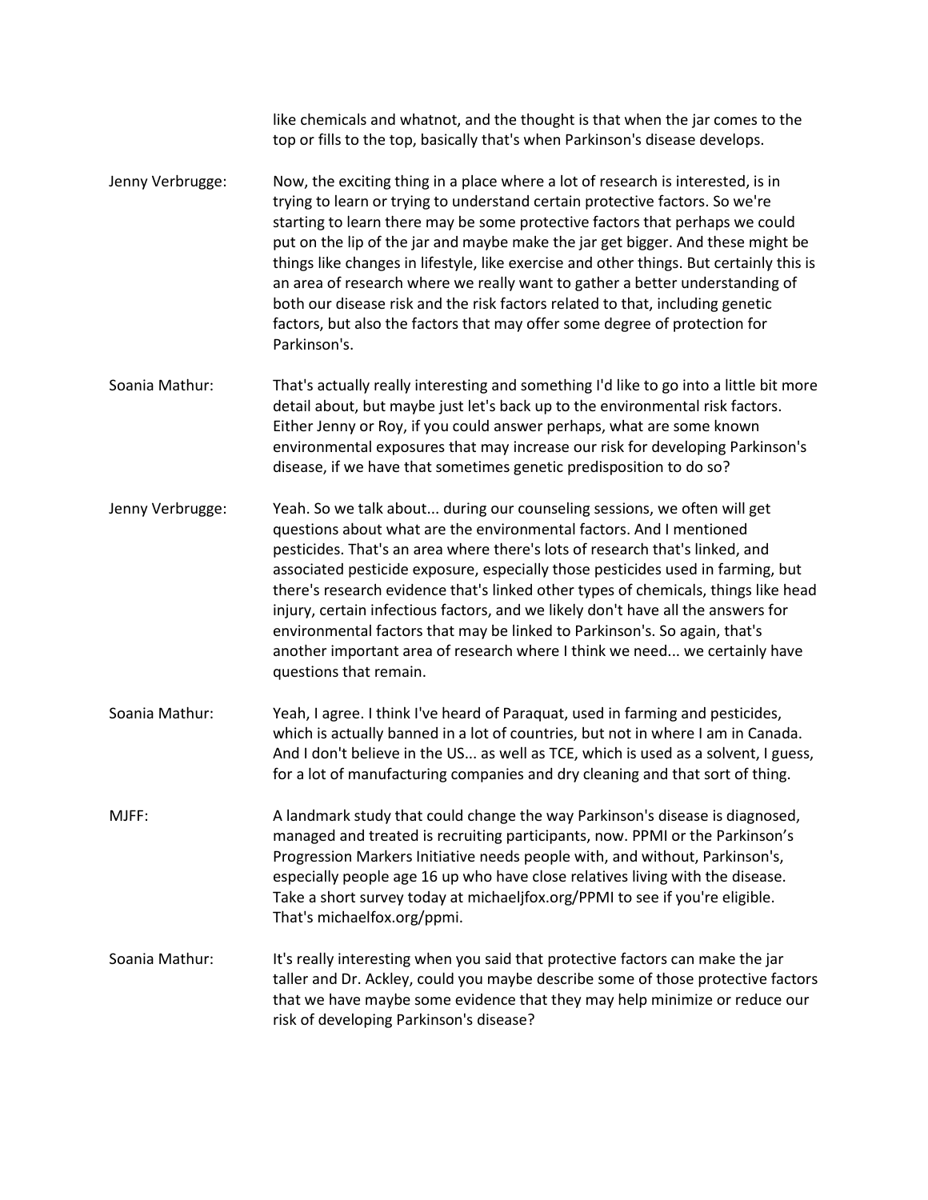like chemicals and whatnot, and the thought is that when the jar comes to the top or fills to the top, basically that's when Parkinson's disease develops.

**Jenny Verbrugge:** Now, the exciting thing in a place where a lot of research is interested, is in trying to learn or trying to understand certain protective factors. So we're starting to learn there may be some protective factors that perhaps we could put on the lip of the jar and maybe make the jar get bigger. And these might be things like changes in lifestyle, like exercise and other things. But certainly this is an area of research where we really want to gather a better understanding of both our disease risk and the risk factors related to that, including genetic factors, but also the factors that may offer some degree of protection for Parkinson's.

**Soania Mathur:** That's actually really interesting and something I'd like to go into a little bit more detail about, but maybe just let's back up to the environmental risk factors. Either Jenny or Roy, if you could answer perhaps, what are some known environmental exposures that may increase our risk for developing Parkinson's disease, if we have that sometimes genetic predisposition to do so?

**Jenny Verbrugge:** Yeah. So we talk about... during our counseling sessions, we often will get questions about what are the environmental factors. And I mentioned pesticides. That's an area where there's lots of research that's linked, and associated pesticide exposure, especially those pesticides used in farming, but there's research evidence that's linked other types of chemicals, things like head injury, certain infectious factors, and we likely don't have all the answers for environmental factors that may be linked to Parkinson's. So again, that's another important area of research where I think we need... we certainly have questions that remain.

**Soania Mathur:** Yeah, I agree. I think I've heard of Paraquat, used in farming and pesticides, which is actually banned in a lot of countries, but not in where I am in Canada. And I don't believe in the US... as well as TCE, which is used as a solvent, I guess, for a lot of manufacturing companies and dry cleaning and that sort of thing.

**MJFF:** A landmark study that could change the way Parkinson's disease is diagnosed, managed and treated is recruiting participants, now. PPMI or the Parkinson's Progression Markers Initiative needs people with, and without, Parkinson's, especially people age 16 up who have close relatives living with the disease. Take a short survey today at michaeljfox.org/PPMI to see if you're eligible. That's michaelfox.org/ppmi.

**Soania Mathur:** It's really interesting when you said that protective factors can make the jar taller and Dr. Ackley, could you maybe describe some of those protective factors that we have maybe some evidence that they may help minimize or reduce our risk of developing Parkinson's disease?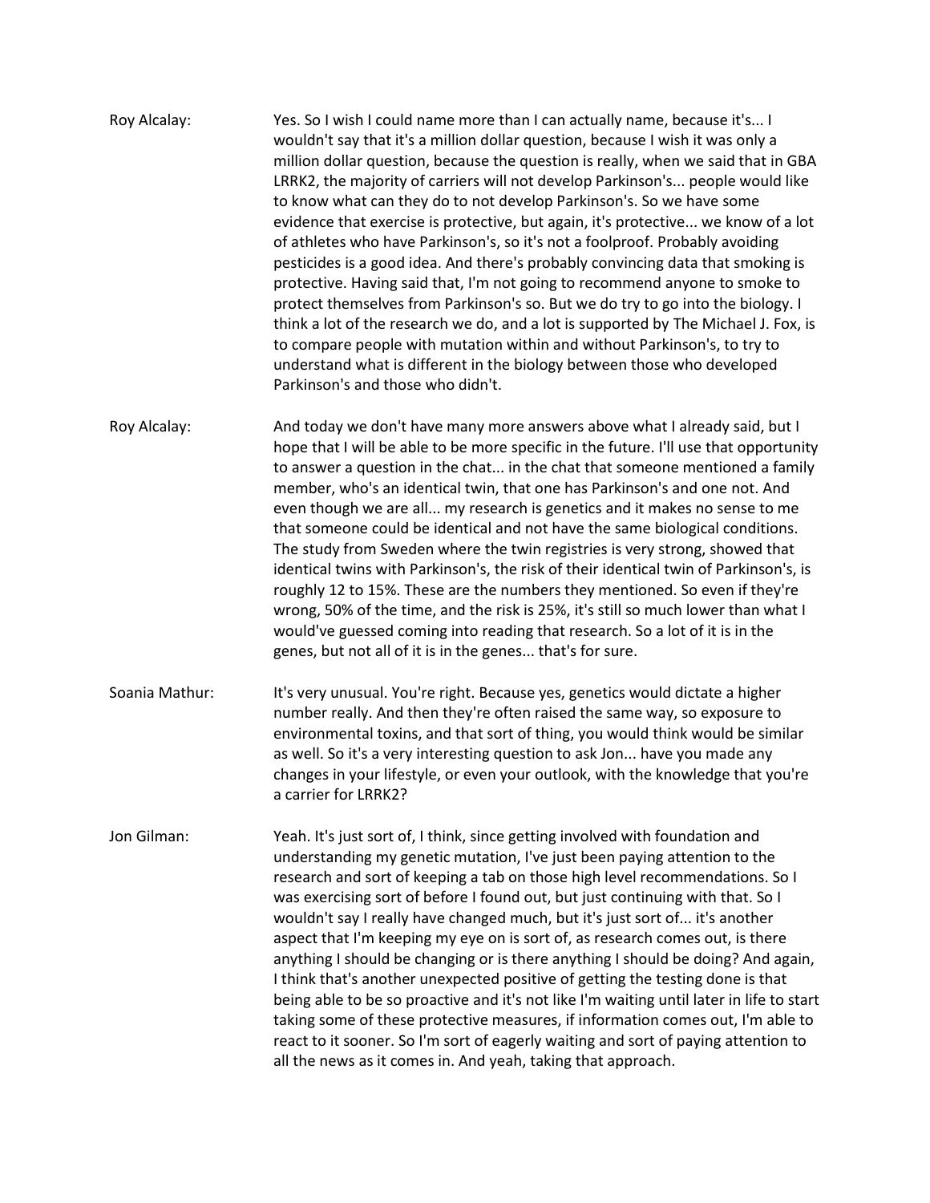Roy Alcalay: Yes. So I wish I could name more than I can actually name, because it's... I wouldn't say that it's a million dollar question, because I wish it was only a million dollar question, because the question is really, when we said that in GBA LRRK2, the majority of carriers will not develop Parkinson's... people would like to know what can they do to not develop Parkinson's. So we have some evidence that exercise is protective, but again, it's protective... we know of a lot of athletes who have Parkinson's, so it's not a foolproof. Probably avoiding pesticides is a good idea. And there's probably convincing data that smoking is protective. Having said that, I'm not going to recommend anyone to smoke to protect themselves from Parkinson's so. But we do try to go into the biology. I think a lot of the research we do, and a lot is supported by The Michael J. Fox, is to compare people with mutation within and without Parkinson's, to try to understand what is different in the biology between those who developed Parkinson's and those who didn't.

Roy Alcalay: And today we don't have many more answers above what I already said, but I hope that I will be able to be more specific in the future. I'll use that opportunity to answer a question in the chat... in the chat that someone mentioned a family member, who's an identical twin, that one has Parkinson's and one not. And even though we are all... my research is genetics and it makes no sense to me that someone could be identical and not have the same biological conditions. The study from Sweden where the twin registries is very strong, showed that identical twins with Parkinson's, the risk of their identical twin of Parkinson's, is roughly 12 to 15%. These are the numbers they mentioned. So even if they're wrong, 50% of the time, and the risk is 25%, it's still so much lower than what I would've guessed coming into reading that research. So a lot of it is in the genes, but not all of it is in the genes... that's for sure.

Soania Mathur: It's very unusual. You're right. Because yes, genetics would dictate a higher number really. And then they're often raised the same way, so exposure to environmental toxins, and that sort of thing, you would think would be similar as well. So it's a very interesting question to ask Jon... have you made any changes in your lifestyle, or even your outlook, with the knowledge that you're a carrier for LRRK2?

Jon Gilman: Yeah. It's just sort of, I think, since getting involved with foundation and understanding my genetic mutation, I've just been paying attention to the research and sort of keeping a tab on those high level recommendations. So I was exercising sort of before I found out, but just continuing with that. So I wouldn't say I really have changed much, but it's just sort of... it's another aspect that I'm keeping my eye on is sort of, as research comes out, is there anything I should be changing or is there anything I should be doing? And again, I think that's another unexpected positive of getting the testing done is that being able to be so proactive and it's not like I'm waiting until later in life to start taking some of these protective measures, if information comes out, I'm able to react to it sooner. So I'm sort of eagerly waiting and sort of paying attention to all the news as it comes in. And yeah, taking that approach.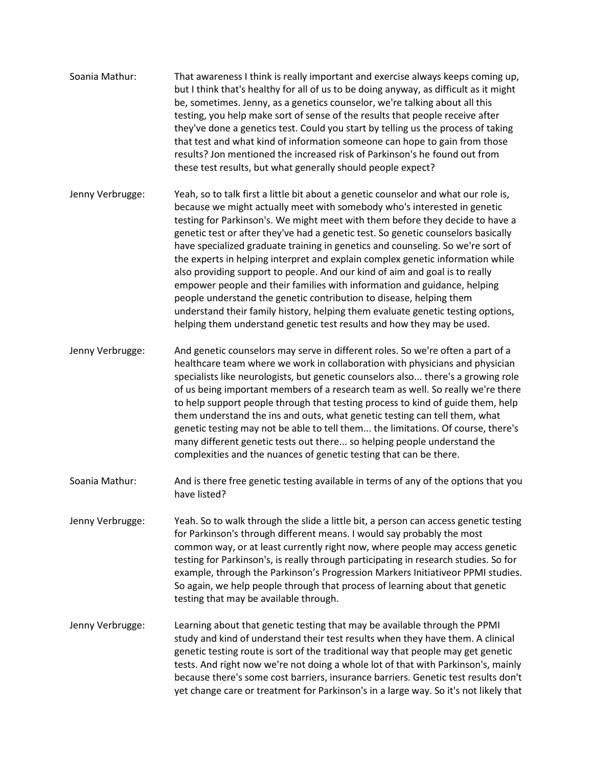**Soania Mathur:** That awareness I think is really important and exercise always keeps coming up, but I think that's healthy for all of us to be doing anyway, as difficult as it might be, sometimes. Jenny, as a genetics counselor, we're talking about all this testing, you help make sort of sense of the results that people receive after they've done a genetics test. Could you start by telling us the process of taking that test and what kind of information someone can hope to gain from those results? Jon mentioned the increased risk of Parkinson's he found out from these test results, but what generally should people expect?

**Jenny Verbrugge:** Yeah, so to talk first a little bit about a genetic counselor and what our role is, because we might actually meet with somebody who's interested in genetic testing for Parkinson's. We might meet with them before they decide to have a genetic test or after they've had a genetic test. So genetic counselors basically have specialized graduate training in genetics and counseling. So we're sort of the experts in helping interpret and explain complex genetic information while also providing support to people. And our kind of aim and goal is to really empower people and their families with information and guidance, helping people understand the genetic contribution to disease, helping them understand their family history, helping them evaluate genetic testing options, helping them understand genetic test results and how they may be used.

**Jenny Verbrugge:** And genetic counselors may serve in different roles. So we're often a part of a healthcare team where we work in collaboration with physicians and physician specialists like neurologists, but genetic counselors also... there's a growing role of us being important members of a research team as well. So really we're there to help support people through that testing process to kind of guide them, help them understand the ins and outs, what genetic testing can tell them, what genetic testing may not be able to tell them... the limitations. Of course, there's many different genetic tests out there... so helping people understand the complexities and the nuances of genetic testing that can be there.

**Soania Mathur:** And is there free genetic testing available in terms of any of the options that you have listed?

**Jenny Verbrugge:** Yeah. So to walk through the slide a little bit, a person can access genetic testing for Parkinson's through different means. I would say probably the most common way, or at least currently right now, where people may access genetic testing for Parkinson's, is really through participating in research studies. So for example, through the Parkinson's Progression Markers Initiativeor PPMI studies. So again, we help people through that process of learning about that genetic testing that may be available through.

**Jenny Verbrugge:** Learning about that genetic testing that may be available through the PPMI study and kind of understand their test results when they have them. A clinical genetic testing route is sort of the traditional way that people may get genetic tests. And right now we're not doing a whole lot of that with Parkinson's, mainly because there's some cost barriers, insurance barriers. Genetic test results don't yet change care or treatment for Parkinson's in a large way. So it's not likely that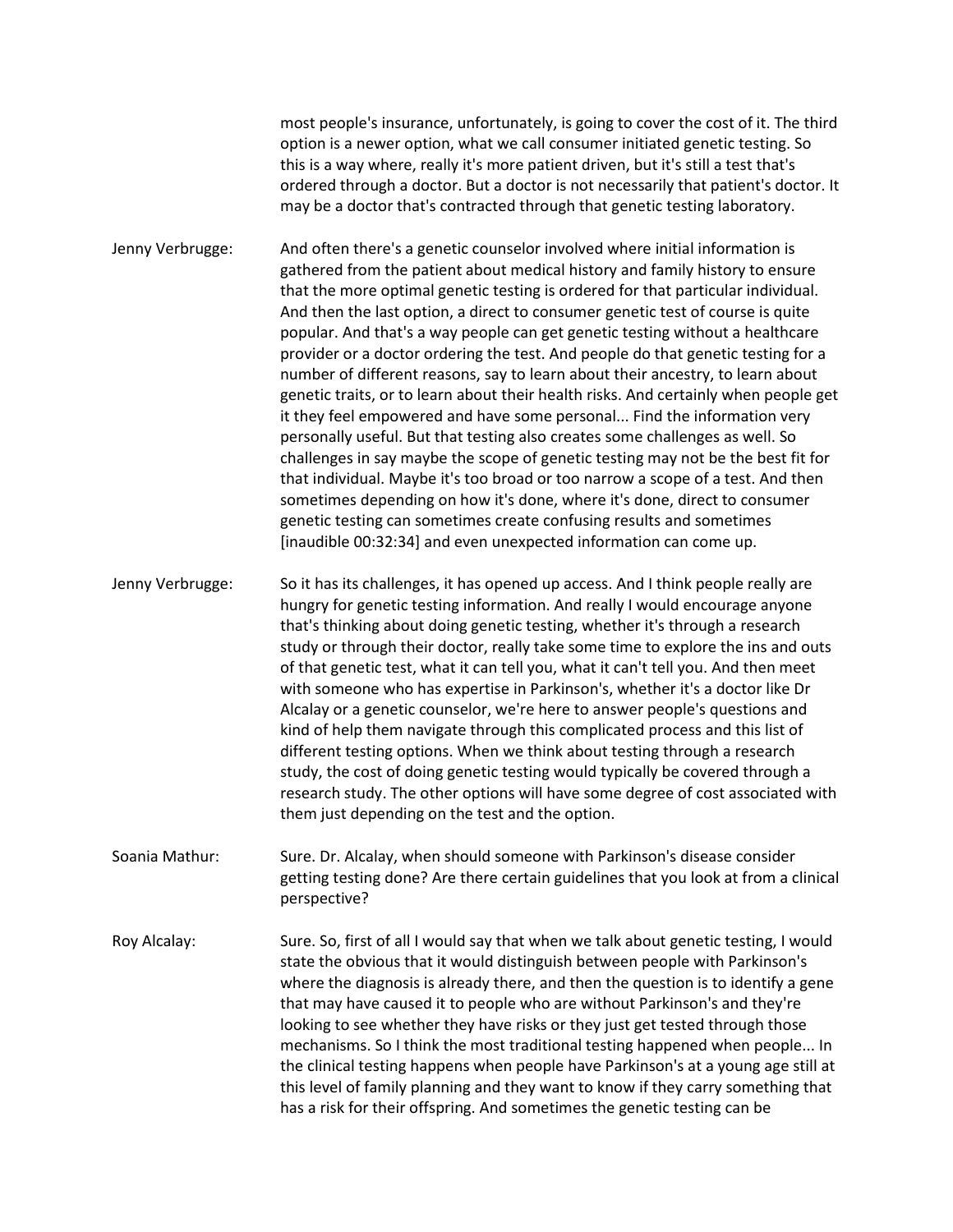most people's insurance, unfortunately, is going to cover the cost of it. The third option is a newer option, what we call consumer initiated genetic testing. So this is a way where, really it's more patient driven, but it's still a test that's ordered through a doctor. But a doctor is not necessarily that patient's doctor. It may be a doctor that's contracted through that genetic testing laboratory.

Jenny Verbrugge: And often there's a genetic counselor involved where initial information is gathered from the patient about medical history and family history to ensure that the more optimal genetic testing is ordered for that particular individual. And then the last option, a direct to consumer genetic test of course is quite popular. And that's a way people can get genetic testing without a healthcare provider or a doctor ordering the test. And people do that genetic testing for a number of different reasons, say to learn about their ancestry, to learn about genetic traits, or to learn about their health risks. And certainly when people get it they feel empowered and have some personal... Find the information very personally useful. But that testing also creates some challenges as well. So challenges in say maybe the scope of genetic testing may not be the best fit for that individual. Maybe it's too broad or too narrow a scope of a test. And then sometimes depending on how it's done, where it's done, direct to consumer genetic testing can sometimes create confusing results and sometimes [inaudible 00:32:34] and even unexpected information can come up.

Jenny Verbrugge: So it has its challenges, it has opened up access. And I think people really are hungry for genetic testing information. And really I would encourage anyone that's thinking about doing genetic testing, whether it's through a research study or through their doctor, really take some time to explore the ins and outs of that genetic test, what it can tell you, what it can't tell you. And then meet with someone who has expertise in Parkinson's, whether it's a doctor like Dr Alcalay or a genetic counselor, we're here to answer people's questions and kind of help them navigate through this complicated process and this list of different testing options. When we think about testing through a research study, the cost of doing genetic testing would typically be covered through a research study. The other options will have some degree of cost associated with them just depending on the test and the option.

Soania Mathur: Sure. Dr. Alcalay, when should someone with Parkinson's disease consider getting testing done? Are there certain guidelines that you look at from a clinical perspective?

Roy Alcalay: Sure. So, first of all I would say that when we talk about genetic testing, I would state the obvious that it would distinguish between people with Parkinson's where the diagnosis is already there, and then the question is to identify a gene that may have caused it to people who are without Parkinson's and they're looking to see whether they have risks or they just get tested through those mechanisms. So I think the most traditional testing happened when people... In the clinical testing happens when people have Parkinson's at a young age still at this level of family planning and they want to know if they carry something that has a risk for their offspring. And sometimes the genetic testing can be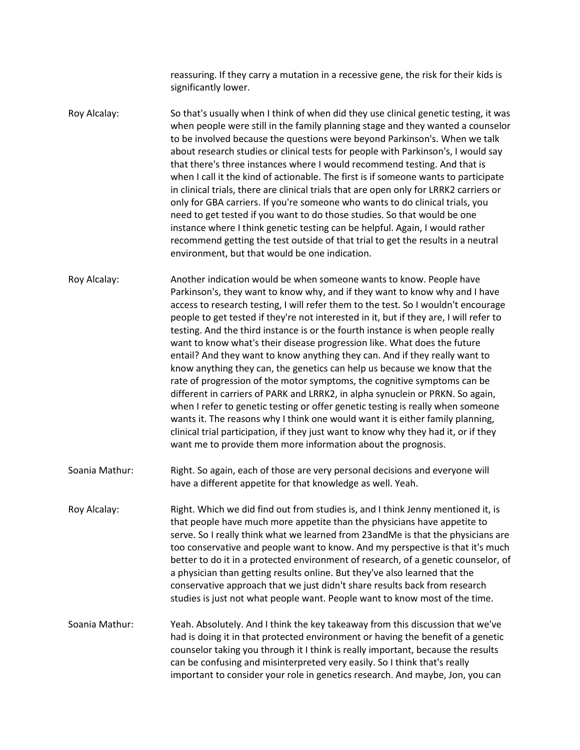reassuring. If they carry a mutation in a recessive gene, the risk for their kids is significantly lower.

Roy Alcalay: So that's usually when I think of when did they use clinical genetic testing, it was when people were still in the family planning stage and they wanted a counselor to be involved because the questions were beyond Parkinson's. When we talk about research studies or clinical tests for people with Parkinson's, I would say that there's three instances where I would recommend testing. And that is when I call it the kind of actionable. The first is if someone wants to participate in clinical trials, there are clinical trials that are open only for LRRK2 carriers or only for GBA carriers. If you're someone who wants to do clinical trials, you need to get tested if you want to do those studies. So that would be one instance where I think genetic testing can be helpful. Again, I would rather recommend getting the test outside of that trial to get the results in a neutral environment, but that would be one indication.

Roy Alcalay: Another indication would be when someone wants to know. People have Parkinson's, they want to know why, and if they want to know why and I have access to research testing, I will refer them to the test. So I wouldn't encourage people to get tested if they're not interested in it, but if they are, I will refer to testing. And the third instance is or the fourth instance is when people really want to know what's their disease progression like. What does the future entail? And they want to know anything they can. And if they really want to know anything they can, the genetics can help us because we know that the rate of progression of the motor symptoms, the cognitive symptoms can be different in carriers of PARK and LRRK2, in alpha synuclein or PRKN. So again, when I refer to genetic testing or offer genetic testing is really when someone wants it. The reasons why I think one would want it is either family planning, clinical trial participation, if they just want to know why they had it, or if they want me to provide them more information about the prognosis.

Soania Mathur: Right. So again, each of those are very personal decisions and everyone will have a different appetite for that knowledge as well. Yeah.

Roy Alcalay: Right. Which we did find out from studies is, and I think Jenny mentioned it, is that people have much more appetite than the physicians have appetite to serve. So I really think what we learned from 23andMe is that the physicians are too conservative and people want to know. And my perspective is that it's much better to do it in a protected environment of research, of a genetic counselor, of a physician than getting results online. But they've also learned that the conservative approach that we just didn't share results back from research studies is just not what people want. People want to know most of the time.

Soania Mathur: Yeah. Absolutely. And I think the key takeaway from this discussion that we've had is doing it in that protected environment or having the benefit of a genetic counselor taking you through it I think is really important, because the results can be confusing and misinterpreted very easily. So I think that's really important to consider your role in genetics research. And maybe, Jon, you can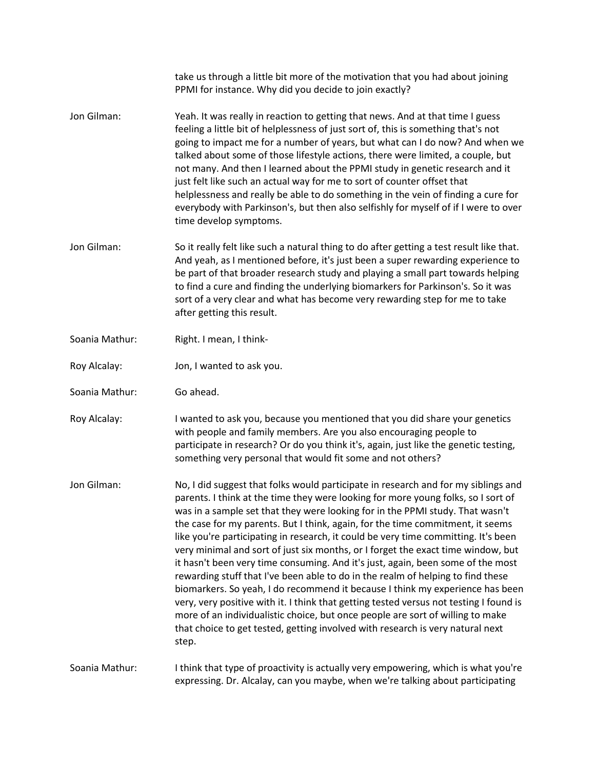take us through a little bit more of the motivation that you had about joining PPMI for instance. Why did you decide to join exactly?

**Jon Gilman:** Yeah. It was really in reaction to getting that news. And at that time I guess feeling a little bit of helplessness of just sort of, this is something that's not going to impact me for a number of years, but what can I do now? And when we talked about some of those lifestyle actions, there were limited, a couple, but not many. And then I learned about the PPMI study in genetic research and it just felt like such an actual way for me to sort of counter offset that helplessness and really be able to do something in the vein of finding a cure for everybody with Parkinson's, but then also selfishly for myself of if I were to over time develop symptoms.

**Jon Gilman:** So it really felt like such a natural thing to do after getting a test result like that. And yeah, as I mentioned before, it's just been a super rewarding experience to be part of that broader research study and playing a small part towards helping to find a cure and finding the underlying biomarkers for Parkinson's. So it was sort of a very clear and what has become very rewarding step for me to take after getting this result.

**Soania Mathur:** Right. I mean, I think-

**Roy Alcalay:** Jon, I wanted to ask you.

**Soania Mathur:** Go ahead.

**Roy Alcalay:** I wanted to ask you, because you mentioned that you did share your genetics with people and family members. Are you also encouraging people to participate in research? Or do you think it's, again, just like the genetic testing, something very personal that would fit some and not others?

**Jon Gilman:** No, I did suggest that folks would participate in research and for my siblings and parents. I think at the time they were looking for more young folks, so I sort of was in a sample set that they were looking for in the PPMI study. That wasn't the case for my parents. But I think, again, for the time commitment, it seems like you're participating in research, it could be very time committing. It's been very minimal and sort of just six months, or I forget the exact time window, but it hasn't been very time consuming. And it's just, again, been some of the most rewarding stuff that I've been able to do in the realm of helping to find these biomarkers. So yeah, I do recommend it because I think my experience has been very, very positive with it. I think that getting tested versus not testing I found is more of an individualistic choice, but once people are sort of willing to make that choice to get tested, getting involved with research is very natural next step.

**Soania Mathur:** I think that type of proactivity is actually very empowering, which is what you're expressing. Dr. Alcalay, can you maybe, when we're talking about participating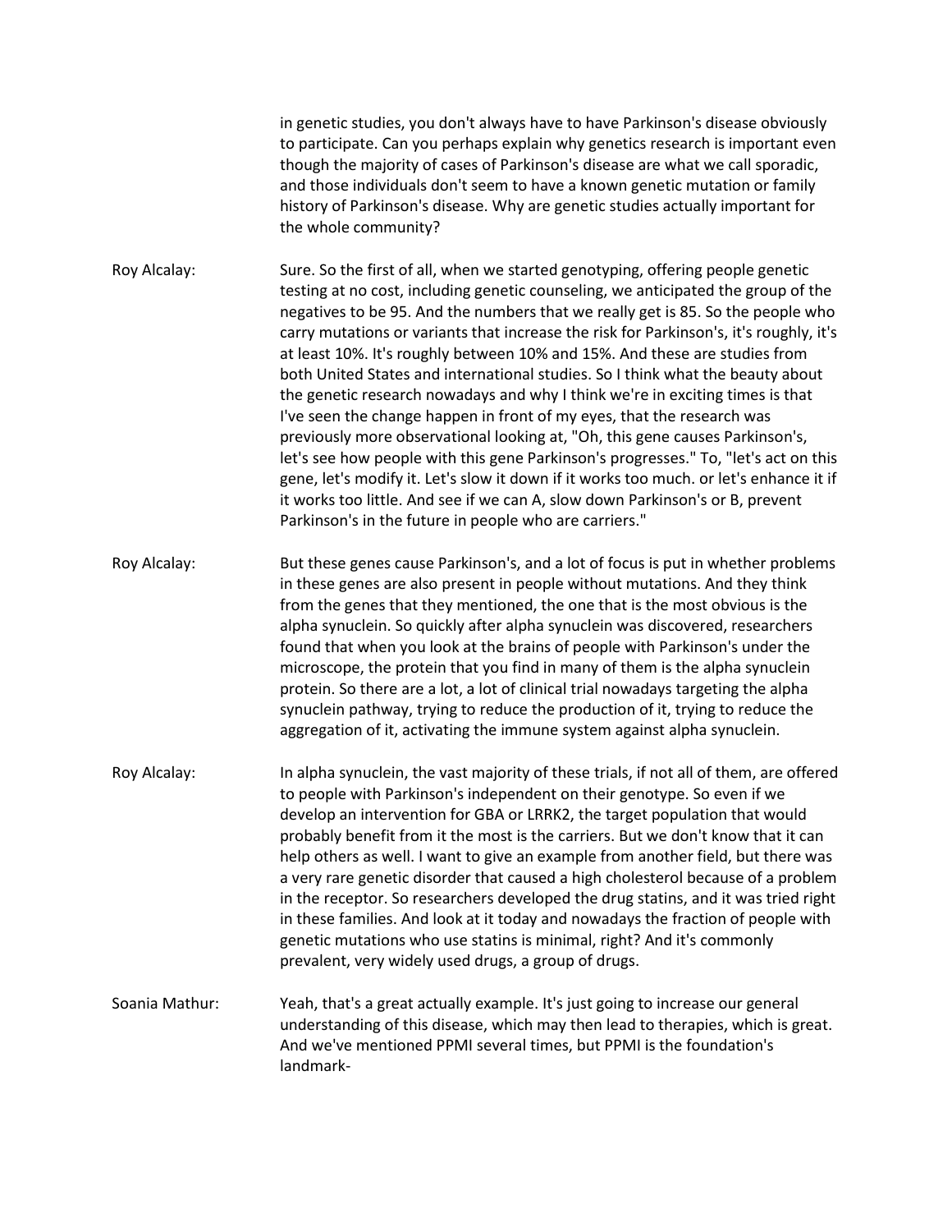in genetic studies, you don't always have to have Parkinson's disease obviously to participate. Can you perhaps explain why genetics research is important even though the majority of cases of Parkinson's disease are what we call sporadic, and those individuals don't seem to have a known genetic mutation or family history of Parkinson's disease. Why are genetic studies actually important for the whole community?

Roy Alcalay: Sure. So the first of all, when we started genotyping, offering people genetic testing at no cost, including genetic counseling, we anticipated the group of the negatives to be 95. And the numbers that we really get is 85. So the people who carry mutations or variants that increase the risk for Parkinson's, it's roughly, it's at least 10%. It's roughly between 10% and 15%. And these are studies from both United States and international studies. So I think what the beauty about the genetic research nowadays and why I think we're in exciting times is that I've seen the change happen in front of my eyes, that the research was previously more observational looking at, "Oh, this gene causes Parkinson's, let's see how people with this gene Parkinson's progresses." To, "let's act on this gene, let's modify it. Let's slow it down if it works too much. or let's enhance it if it works too little. And see if we can A, slow down Parkinson's or B, prevent Parkinson's in the future in people who are carriers."

Roy Alcalay: But these genes cause Parkinson's, and a lot of focus is put in whether problems in these genes are also present in people without mutations. And they think from the genes that they mentioned, the one that is the most obvious is the alpha synuclein. So quickly after alpha synuclein was discovered, researchers found that when you look at the brains of people with Parkinson's under the microscope, the protein that you find in many of them is the alpha synuclein protein. So there are a lot, a lot of clinical trial nowadays targeting the alpha synuclein pathway, trying to reduce the production of it, trying to reduce the aggregation of it, activating the immune system against alpha synuclein.

Roy Alcalay: In alpha synuclein, the vast majority of these trials, if not all of them, are offered to people with Parkinson's independent on their genotype. So even if we develop an intervention for GBA or LRRK2, the target population that would probably benefit from it the most is the carriers. But we don't know that it can help others as well. I want to give an example from another field, but there was a very rare genetic disorder that caused a high cholesterol because of a problem in the receptor. So researchers developed the drug statins, and it was tried right in these families. And look at it today and nowadays the fraction of people with genetic mutations who use statins is minimal, right? And it's commonly prevalent, very widely used drugs, a group of drugs.

Soania Mathur: Yeah, that's a great actually example. It's just going to increase our general understanding of this disease, which may then lead to therapies, which is great. And we've mentioned PPMI several times, but PPMI is the foundation's landmark-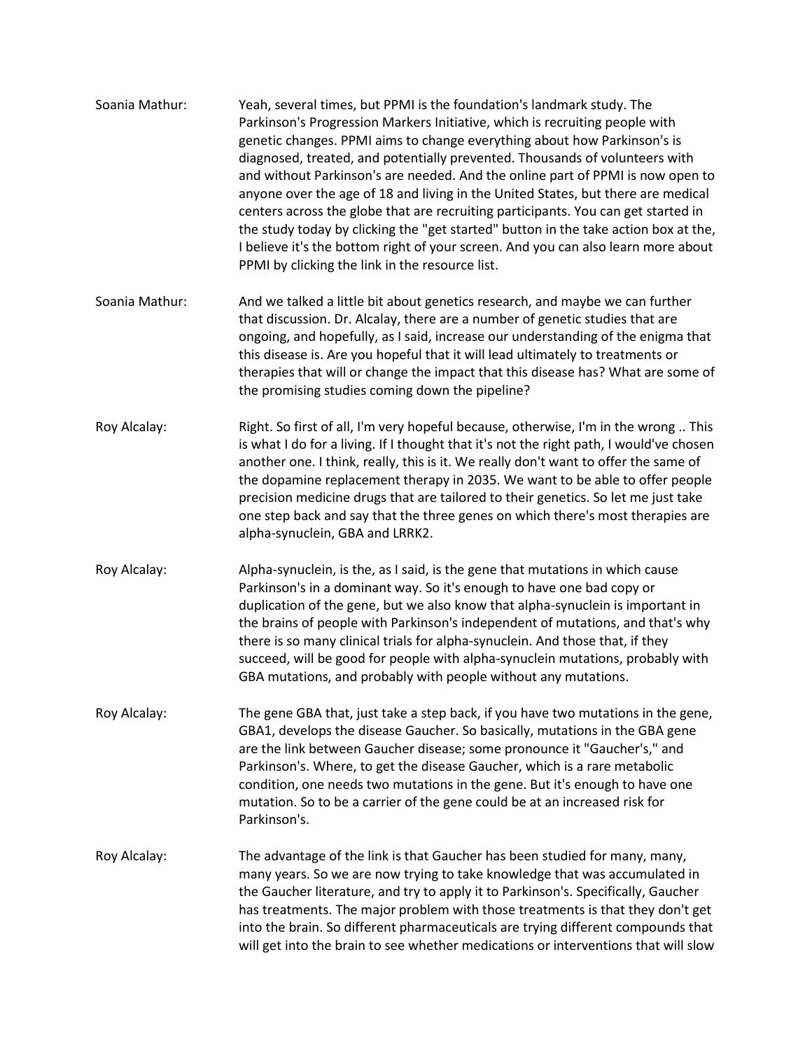Soania Mathur: Yeah, several times, but PPMI is the foundation's landmark study. The Parkinson's Progression Markers Initiative, which is recruiting people with genetic changes. PPMI aims to change everything about how Parkinson's is diagnosed, treated, and potentially prevented. Thousands of volunteers with and without Parkinson's are needed. And the online part of PPMI is now open to anyone over the age of 18 and living in the United States, but there are medical centers across the globe that are recruiting participants. You can get started in the study today by clicking the "get started" button in the take action box at the, I believe it's the bottom right of your screen. And you can also learn more about PPMI by clicking the link in the resource list.

Soania Mathur: And we talked a little bit about genetics research, and maybe we can further that discussion. Dr. Alcalay, there are a number of genetic studies that are ongoing, and hopefully, as I said, increase our understanding of the enigma that this disease is. Are you hopeful that it will lead ultimately to treatments or therapies that will or change the impact that this disease has? What are some of the promising studies coming down the pipeline?

Roy Alcalay: Right. So first of all, I'm very hopeful because, otherwise, I'm in the wrong .. This is what I do for a living. If I thought that it's not the right path, I would've chosen another one. I think, really, this is it. We really don't want to offer the same of the dopamine replacement therapy in 2035. We want to be able to offer people precision medicine drugs that are tailored to their genetics. So let me just take one step back and say that the three genes on which there's most therapies are alpha-synuclein, GBA and LRRK2.

Roy Alcalay: Alpha-synuclein, is the, as I said, is the gene that mutations in which cause Parkinson's in a dominant way. So it's enough to have one bad copy or duplication of the gene, but we also know that alpha-synuclein is important in the brains of people with Parkinson's independent of mutations, and that's why there is so many clinical trials for alpha-synuclein. And those that, if they succeed, will be good for people with alpha-synuclein mutations, probably with GBA mutations, and probably with people without any mutations.

Roy Alcalay: The gene GBA that, just take a step back, if you have two mutations in the gene, GBA1, develops the disease Gaucher. So basically, mutations in the GBA gene are the link between Gaucher disease; some pronounce it "Gaucher's," and Parkinson's. Where, to get the disease Gaucher, which is a rare metabolic condition, one needs two mutations in the gene. But it's enough to have one mutation. So to be a carrier of the gene could be at an increased risk for Parkinson's.

Roy Alcalay: The advantage of the link is that Gaucher has been studied for many, many, many years. So we are now trying to take knowledge that was accumulated in the Gaucher literature, and try to apply it to Parkinson's. Specifically, Gaucher has treatments. The major problem with those treatments is that they don't get into the brain. So different pharmaceuticals are trying different compounds that will get into the brain to see whether medications or interventions that will slow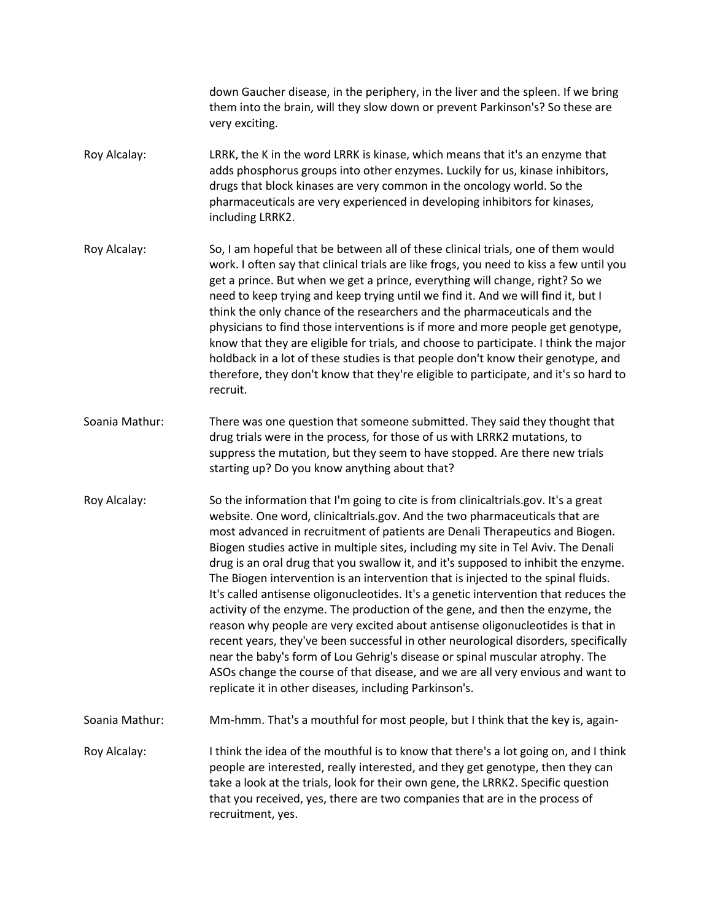down Gaucher disease, in the periphery, in the liver and the spleen. If we bring them into the brain, will they slow down or prevent Parkinson's? So these are very exciting.

Roy Alcalay: LRRK, the K in the word LRRK is kinase, which means that it's an enzyme that adds phosphorus groups into other enzymes. Luckily for us, kinase inhibitors, drugs that block kinases are very common in the oncology world. So the pharmaceuticals are very experienced in developing inhibitors for kinases, including LRRK2.

Roy Alcalay: So, I am hopeful that be between all of these clinical trials, one of them would work. I often say that clinical trials are like frogs, you need to kiss a few until you get a prince. But when we get a prince, everything will change, right? So we need to keep trying and keep trying until we find it. And we will find it, but I think the only chance of the researchers and the pharmaceuticals and the physicians to find those interventions is if more and more people get genotype, know that they are eligible for trials, and choose to participate. I think the major holdback in a lot of these studies is that people don't know their genotype, and therefore, they don't know that they're eligible to participate, and it's so hard to recruit.

Soania Mathur: There was one question that someone submitted. They said they thought that drug trials were in the process, for those of us with LRRK2 mutations, to suppress the mutation, but they seem to have stopped. Are there new trials starting up? Do you know anything about that?

Roy Alcalay: So the information that I'm going to cite is from clinicaltrials.gov. It's a great website. One word, clinicaltrials.gov. And the two pharmaceuticals that are most advanced in recruitment of patients are Denali Therapeutics and Biogen. Biogen studies active in multiple sites, including my site in Tel Aviv. The Denali drug is an oral drug that you swallow it, and it's supposed to inhibit the enzyme. The Biogen intervention is an intervention that is injected to the spinal fluids. It's called antisense oligonucleotides. It's a genetic intervention that reduces the activity of the enzyme. The production of the gene, and then the enzyme, the reason why people are very excited about antisense oligonucleotides is that in recent years, they've been successful in other neurological disorders, specifically near the baby's form of Lou Gehrig's disease or spinal muscular atrophy. The ASOs change the course of that disease, and we are all very envious and want to replicate it in other diseases, including Parkinson's.

Soania Mathur: Mm-hmm. That's a mouthful for most people, but I think that the key is, again-

Roy Alcalay: I think the idea of the mouthful is to know that there's a lot going on, and I think people are interested, really interested, and they get genotype, then they can take a look at the trials, look for their own gene, the LRRK2. Specific question that you received, yes, there are two companies that are in the process of recruitment, yes.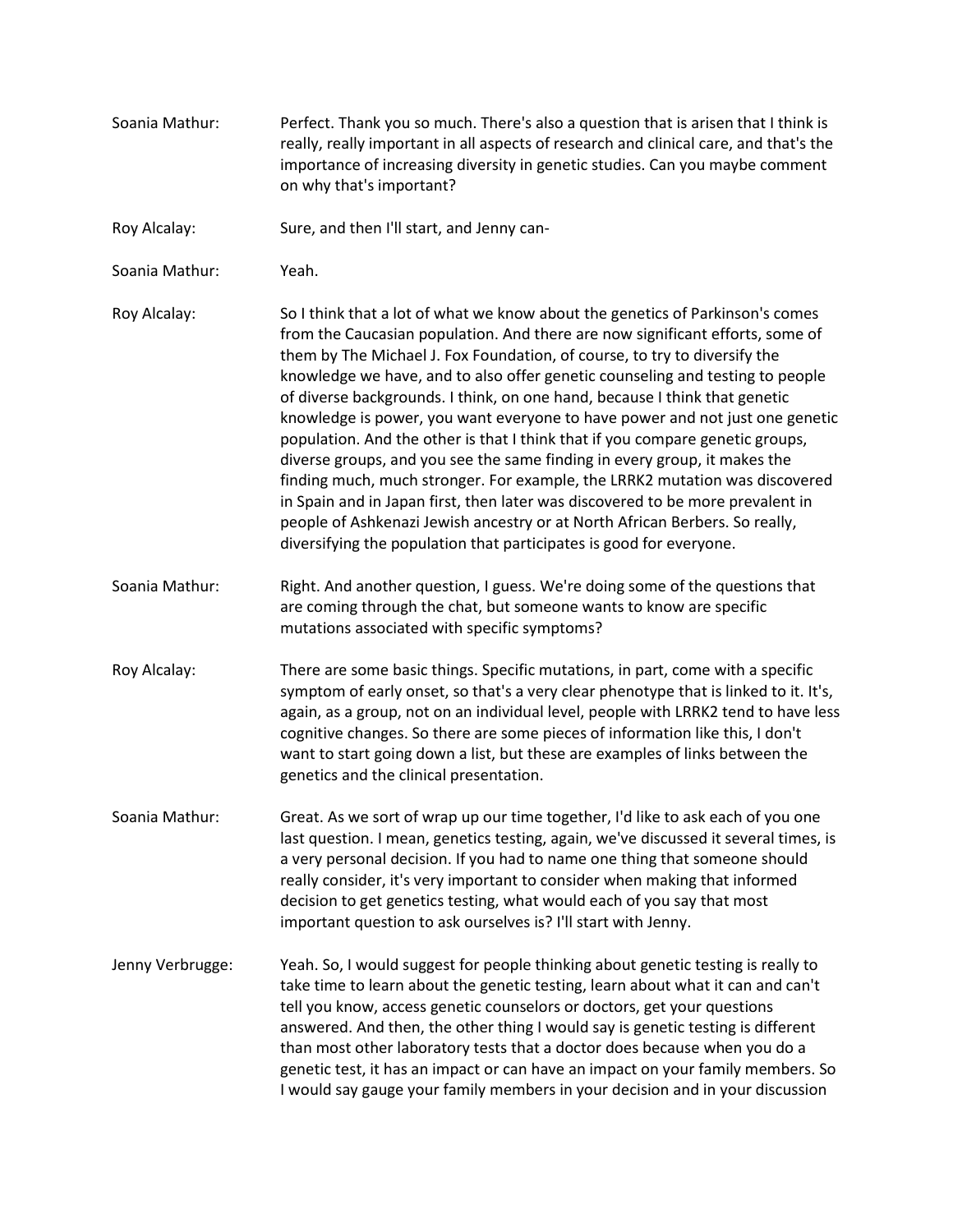Soania Mathur: Perfect. Thank you so much. There's also a question that is arisen that I think is really, really important in all aspects of research and clinical care, and that's the importance of increasing diversity in genetic studies. Can you maybe comment on why that's important?

Roy Alcalay: Sure, and then I'll start, and Jenny can-

Soania Mathur: Yeah.

Roy Alcalay: So I think that a lot of what we know about the genetics of Parkinson's comes from the Caucasian population. And there are now significant efforts, some of them by The Michael J. Fox Foundation, of course, to try to diversify the knowledge we have, and to also offer genetic counseling and testing to people of diverse backgrounds. I think, on one hand, because I think that genetic knowledge is power, you want everyone to have power and not just one genetic population. And the other is that I think that if you compare genetic groups, diverse groups, and you see the same finding in every group, it makes the finding much, much stronger. For example, the LRRK2 mutation was discovered in Spain and in Japan first, then later was discovered to be more prevalent in people of Ashkenazi Jewish ancestry or at North African Berbers. So really, diversifying the population that participates is good for everyone.

Soania Mathur: Right. And another question, I guess. We're doing some of the questions that are coming through the chat, but someone wants to know are specific mutations associated with specific symptoms?

Roy Alcalay: There are some basic things. Specific mutations, in part, come with a specific symptom of early onset, so that's a very clear phenotype that is linked to it. It's, again, as a group, not on an individual level, people with LRRK2 tend to have less cognitive changes. So there are some pieces of information like this, I don't want to start going down a list, but these are examples of links between the genetics and the clinical presentation.

Soania Mathur: Great. As we sort of wrap up our time together, I'd like to ask each of you one last question. I mean, genetics testing, again, we've discussed it several times, is a very personal decision. If you had to name one thing that someone should really consider, it's very important to consider when making that informed decision to get genetics testing, what would each of you say that most important question to ask ourselves is? I'll start with Jenny.

Jenny Verbrugge: Yeah. So, I would suggest for people thinking about genetic testing is really to take time to learn about the genetic testing, learn about what it can and can't tell you know, access genetic counselors or doctors, get your questions answered. And then, the other thing I would say is genetic testing is different than most other laboratory tests that a doctor does because when you do a genetic test, it has an impact or can have an impact on your family members. So I would say gauge your family members in your decision and in your discussion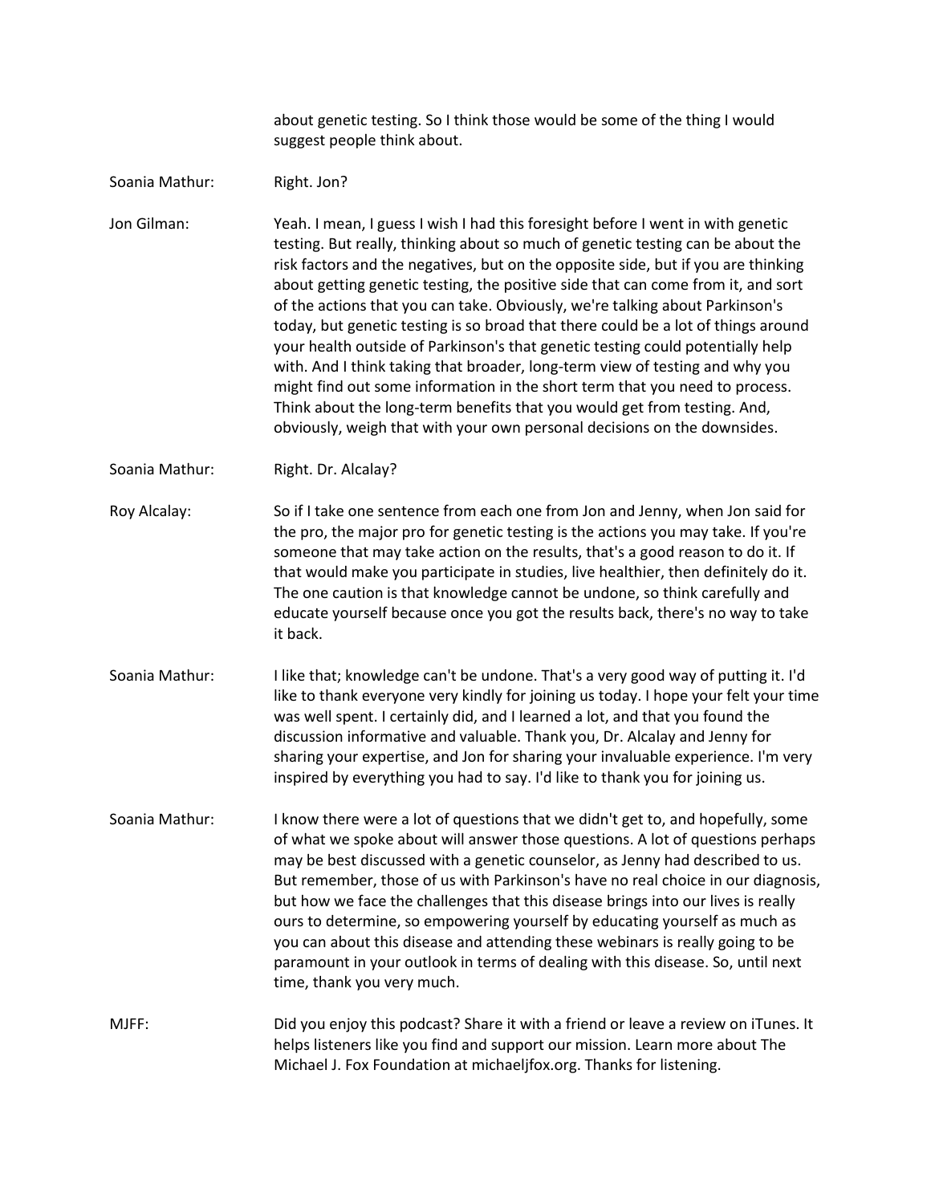about genetic testing. So I think those would be some of the thing I would suggest people think about.

Soania Mathur: Right. Jon?

Jon Gilman: Yeah. I mean, I guess I wish I had this foresight before I went in with genetic testing. But really, thinking about so much of genetic testing can be about the risk factors and the negatives, but on the opposite side, but if you are thinking about getting genetic testing, the positive side that can come from it, and sort of the actions that you can take. Obviously, we're talking about Parkinson's today, but genetic testing is so broad that there could be a lot of things around your health outside of Parkinson's that genetic testing could potentially help with. And I think taking that broader, long-term view of testing and why you might find out some information in the short term that you need to process. Think about the long-term benefits that you would get from testing. And, obviously, weigh that with your own personal decisions on the downsides.

Soania Mathur: Right. Dr. Alcalay?

Roy Alcalay: So if I take one sentence from each one from Jon and Jenny, when Jon said for the pro, the major pro for genetic testing is the actions you may take. If you're someone that may take action on the results, that's a good reason to do it. If that would make you participate in studies, live healthier, then definitely do it. The one caution is that knowledge cannot be undone, so think carefully and educate yourself because once you got the results back, there's no way to take it back.

Soania Mathur: I like that; knowledge can't be undone. That's a very good way of putting it. I'd like to thank everyone very kindly for joining us today. I hope your felt your time was well spent. I certainly did, and I learned a lot, and that you found the discussion informative and valuable. Thank you, Dr. Alcalay and Jenny for sharing your expertise, and Jon for sharing your invaluable experience. I'm very inspired by everything you had to say. I'd like to thank you for joining us.

Soania Mathur: I know there were a lot of questions that we didn't get to, and hopefully, some of what we spoke about will answer those questions. A lot of questions perhaps may be best discussed with a genetic counselor, as Jenny had described to us. But remember, those of us with Parkinson's have no real choice in our diagnosis, but how we face the challenges that this disease brings into our lives is really ours to determine, so empowering yourself by educating yourself as much as you can about this disease and attending these webinars is really going to be paramount in your outlook in terms of dealing with this disease. So, until next time, thank you very much.

MJFF: Did you enjoy this podcast? Share it with a friend or leave a review on iTunes. It helps listeners like you find and support our mission. Learn more about The Michael J. Fox Foundation at michaeljfox.org. Thanks for listening.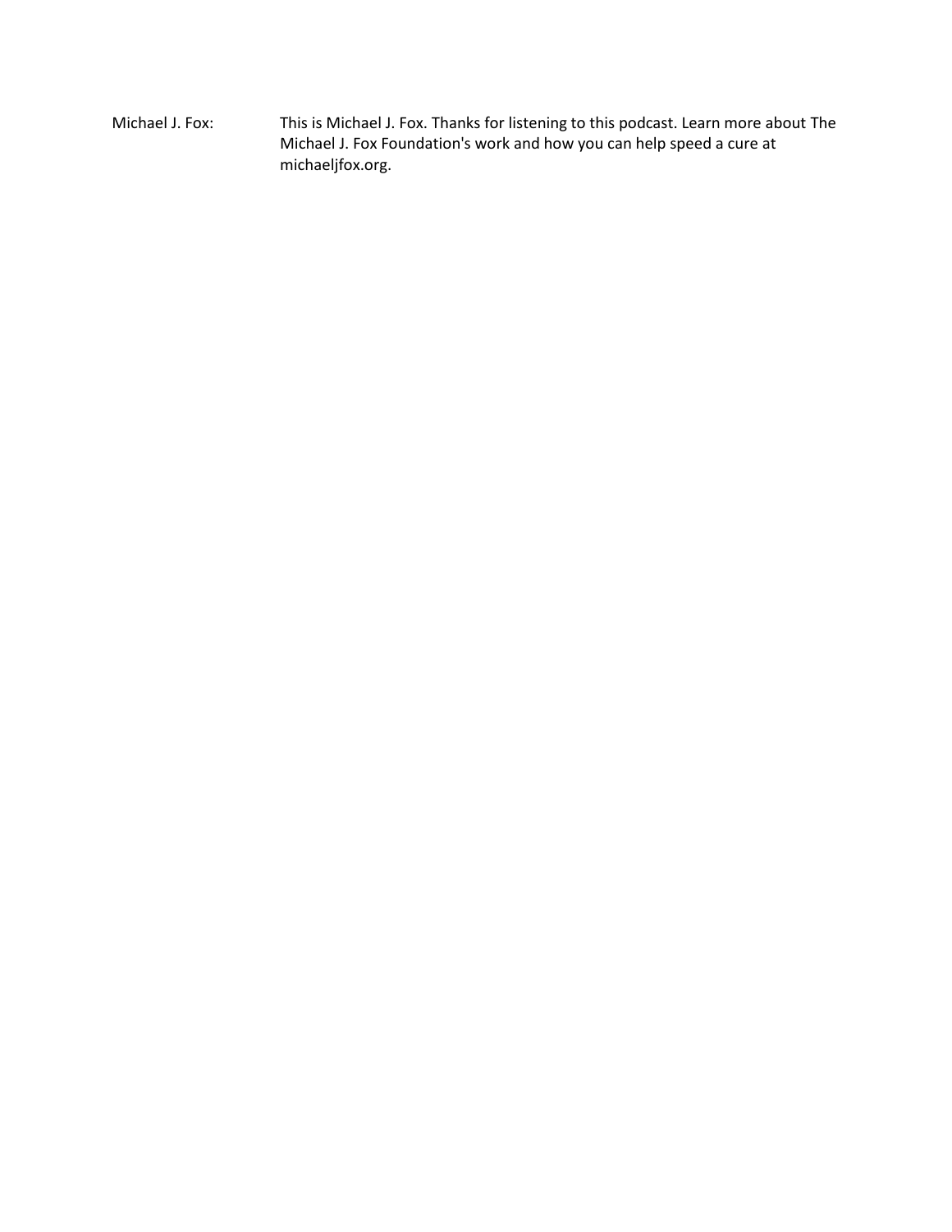Michael J. Fox: This is Michael J. Fox. Thanks for listening to this podcast. Learn more about The Michael J. Fox Foundation's work and how you can help speed a cure at michaeljfox.org.